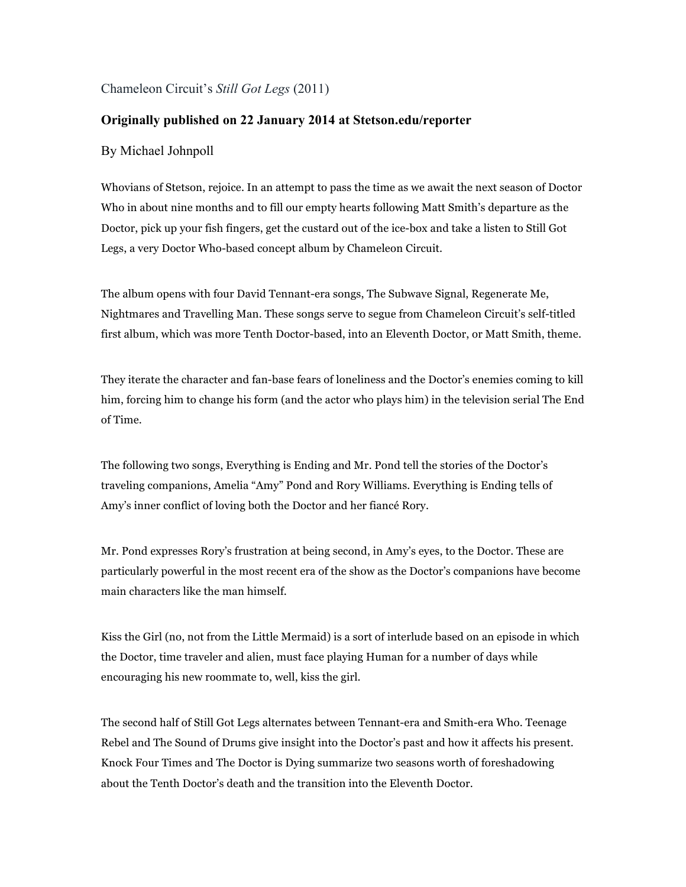Chameleon Circuit's *Still Got Legs* (2011)

**Originally published on 22 January 2014 at Stetson.edu/reporter**

By Michael Johnpoll

Whovians of Stetson, rejoice. In an attempt to pass the time as we await the next season of Doctor Who in about nine months and to fill our empty hearts following Matt Smith's departure as the Doctor, pick up your fish fingers, get the custard out of the ice-box and take a listen to Still Got Legs, a very Doctor Who-based concept album by Chameleon Circuit.

The album opens with four David Tennant-era songs, The Subwave Signal, Regenerate Me, Nightmares and Travelling Man. These songs serve to segue from Chameleon Circuit's self-titled first album, which was more Tenth Doctor-based, into an Eleventh Doctor, or Matt Smith, theme.

They iterate the character and fan-base fears of loneliness and the Doctor's enemies coming to kill him, forcing him to change his form (and the actor who plays him) in the television serial The End of Time.

The following two songs, Everything is Ending and Mr. Pond tell the stories of the Doctor's traveling companions, Amelia "Amy" Pond and Rory Williams. Everything is Ending tells of Amy's inner conflict of loving both the Doctor and her fiancé Rory.

Mr. Pond expresses Rory's frustration at being second, in Amy's eyes, to the Doctor. These are particularly powerful in the most recent era of the show as the Doctor's companions have become main characters like the man himself.

Kiss the Girl (no, not from the Little Mermaid) is a sort of interlude based on an episode in which the Doctor, time traveler and alien, must face playing Human for a number of days while encouraging his new roommate to, well, kiss the girl.

The second half of Still Got Legs alternates between Tennant-era and Smith-era Who. Teenage Rebel and The Sound of Drums give insight into the Doctor's past and how it affects his present. Knock Four Times and The Doctor is Dying summarize two seasons worth of foreshadowing about the Tenth Doctor's death and the transition into the Eleventh Doctor.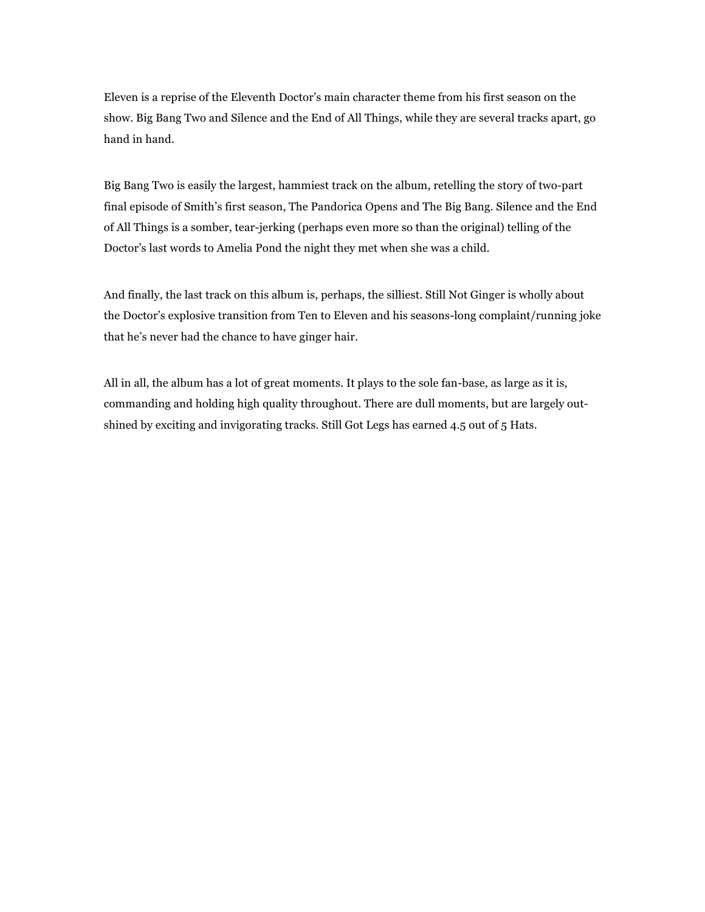Eleven is a reprise of the Eleventh Doctor's main character theme from his first season on the show. Big Bang Two and Silence and the End of All Things, while they are several tracks apart, go hand in hand.

Big Bang Two is easily the largest, hammiest track on the album, retelling the story of two-part final episode of Smith's first season, The Pandorica Opens and The Big Bang. Silence and the End of All Things is a somber, tear-jerking (perhaps even more so than the original) telling of the Doctor's last words to Amelia Pond the night they met when she was a child.

And finally, the last track on this album is, perhaps, the silliest. Still Not Ginger is wholly about the Doctor's explosive transition from Ten to Eleven and his seasons-long complaint/running joke that he's never had the chance to have ginger hair.

All in all, the album has a lot of great moments. It plays to the sole fan-base, as large as it is, commanding and holding high quality throughout. There are dull moments, but are largely out-shined by exciting and invigorating tracks. Still Got Legs has earned 4.5 out of 5 Hats.